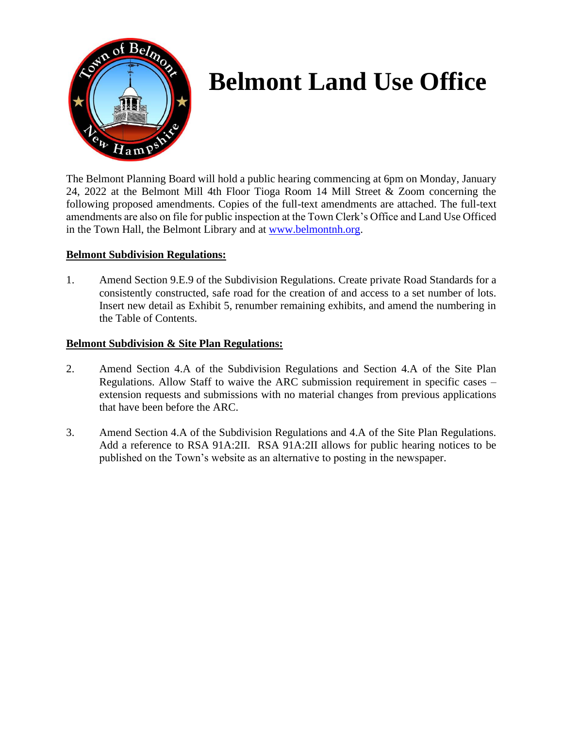# Belmont Land Use Office

The Belmont Planning Board will hold a public hearing commencing at 6pm on Monday, January 24, 2022 at the Belmont Mill 4th Floor Tioga Room 14 Mill Street & Zoom concerning the following proposed amendments. Copies of the full-text amendments are attached. The full-text amendments are also on file for public inspection at the Town Clerk's Office and Land Use Officed in the Town Hall, the Belmont Library and at [www.belmontnh.org](http://www.belmontnh.org).

**Belmont Subdivision Regulations:**

1. Amend Section 9.E.9 of the Subdivision Regulations. Create private Road Standards for a consistently constructed, safe road for the creation of and access to a set number of lots. Insert new detail as Exhibit 5, renumber remaining exhibits, and amend the numbering in the Table of Contents.

**Belmont Subdivision & Site Plan Regulations:**

2. Amend Section 4.A of the Subdivision Regulations and Section 4.A of the Site Plan Regulations. Allow Staff to waive the ARC submission requirement in specific cases – extension requests and submissions with no material changes from previous applications that have been before the ARC.

3. Amend Section 4.A of the Subdivision Regulations and 4.A of the Site Plan Regulations. Add a reference to RSA 91A:2II. RSA 91A:2II allows for public hearing notices to be published on the Town's website as an alternative to posting in the newspaper.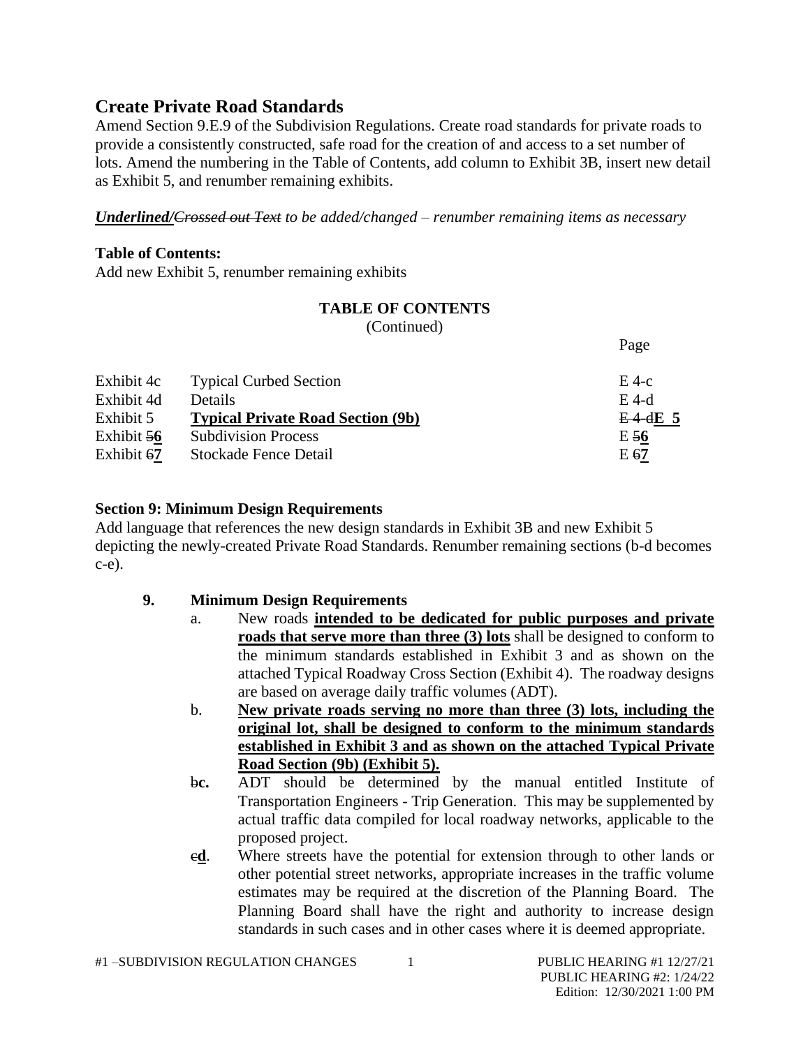## Create Private Road Standards

Amend Section 9.E.9 of the Subdivision Regulations. Create road standards for private roads to provide a consistently constructed, safe road for the creation of and access to a set number of lots. Amend the numbering in the Table of Contents, add column to Exhibit 3B, insert new detail as Exhibit 5, and renumber remaining exhibits.

***<u>Underlined</u>/~~Crossed out Text~~ to be added/changed – renumber remaining items as necessary***

**Table of Contents:**

Add new Exhibit 5, renumber remaining exhibits

**TABLE OF CONTENTS**

(Continued)

| | | Page |
|---|---|---|
| Exhibit 4c | Typical Curbed Section | E 4-c |
| Exhibit 4d | Details | E 4-d |
| Exhibit 5 | **<u>Typical Private Road Section (9b)</u>** | ~~E 4-d~~**<u>E 5</u>** |
| Exhibit ~~5~~**<u>6</u>** | Subdivision Process | E ~~5~~**<u>6</u>** |
| Exhibit ~~6~~**<u>7</u>** | Stockade Fence Detail | E ~~6~~**<u>7</u>** |

**Section 9: Minimum Design Requirements**

Add language that references the new design standards in Exhibit 3B and new Exhibit 5 depicting the newly-created Private Road Standards. Renumber remaining sections (b-d becomes c-e).

**9. Minimum Design Requirements**

a. New roads **<u>intended to be dedicated for public purposes and private roads that serve more than three (3) lots</u>** shall be designed to conform to the minimum standards established in Exhibit 3 and as shown on the attached Typical Roadway Cross Section (Exhibit 4). The roadway designs are based on average daily traffic volumes (ADT).

b. **<u>New private roads serving no more than three (3) lots, including the original lot, shall be designed to conform to the minimum standards established in Exhibit 3 and as shown on the attached Typical Private Road Section (9b) (Exhibit 5).</u>**

~~b~~**c.** ADT should be determined by the manual entitled Institute of Transportation Engineers - Trip Generation. This may be supplemented by actual traffic data compiled for local roadway networks, applicable to the proposed project.

~~c~~**<u>d</u>**. Where streets have the potential for extension through to other lands or other potential street networks, appropriate increases in the traffic volume estimates may be required at the discretion of the Planning Board. The Planning Board shall have the right and authority to increase design standards in such cases and in other cases where it is deemed appropriate.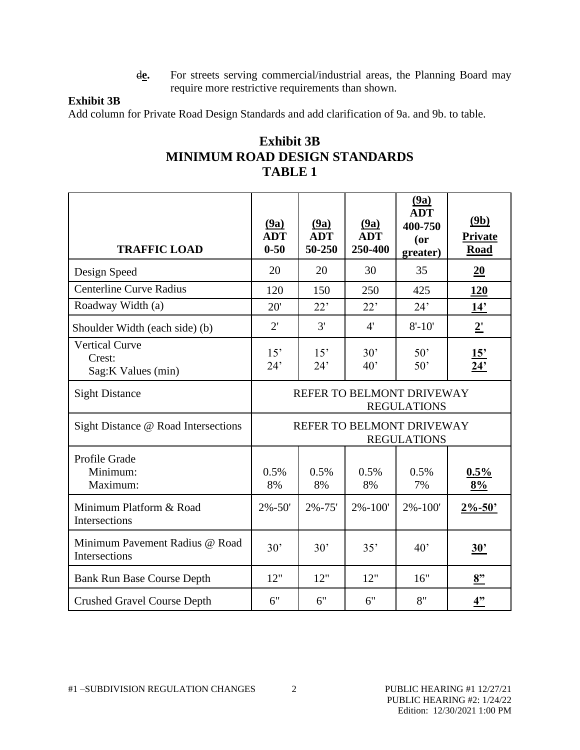~~d~~**e.** For streets serving commercial/industrial areas, the Planning Board may require more restrictive requirements than shown.

**Exhibit 3B**

Add column for Private Road Design Standards and add clarification of 9a. and 9b. to table.

## Exhibit 3B
## MINIMUM ROAD DESIGN STANDARDS
## TABLE 1

| TRAFFIC LOAD | (9a) ADT 0-50 | (9a) ADT 50-250 | (9a) ADT 250-400 | (9a) ADT 400-750 (or greater) | (9b) Private Road |
|---|---|---|---|---|---|
| Design Speed | 20 | 20 | 30 | 35 | **20** |
| Centerline Curve Radius | 120 | 150 | 250 | 425 | **120** |
| Roadway Width (a) | 20' | 22' | 22' | 24' | **14'** |
| Shoulder Width (each side) (b) | 2' | 3' | 4' | 8'-10' | **2'** |
| Vertical Curve<br>Crest:<br>Sag:K Values (min) | 15'<br>24' | 15'<br>24' | 30'<br>40' | 50'<br>50' | **15'**<br>**24'** |
| Sight Distance | REFER TO BELMONT DRIVEWAY REGULATIONS | | | | |
| Sight Distance @ Road Intersections | REFER TO BELMONT DRIVEWAY REGULATIONS | | | | |
| Profile Grade<br>Minimum:<br>Maximum: | 0.5%<br>8% | 0.5%<br>8% | 0.5%<br>8% | 0.5%<br>7% | **0.5%**<br>**8%** |
| Minimum Platform & Road Intersections | 2%-50' | 2%-75' | 2%-100' | 2%-100' | **2%-50'** |
| Minimum Pavement Radius @ Road Intersections | 30' | 30' | 35' | 40' | **30'** |
| Bank Run Base Course Depth | 12" | 12" | 12" | 16" | **8"** |
| Crushed Gravel Course Depth | 6" | 6" | 6" | 8" | **4"** |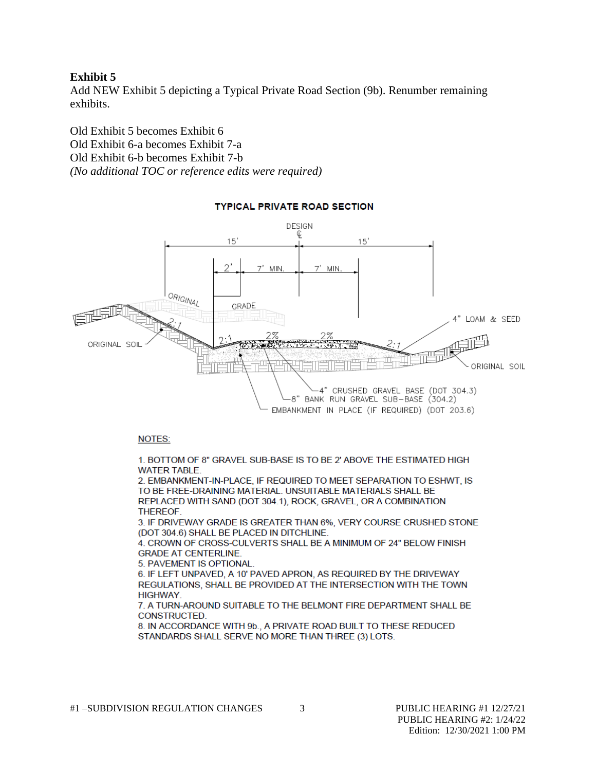**Exhibit 5**

Add NEW Exhibit 5 depicting a Typical Private Road Section (9b). Renumber remaining exhibits.

Old Exhibit 5 becomes Exhibit 6
Old Exhibit 6-a becomes Exhibit 7-a
Old Exhibit 6-b becomes Exhibit 7-b
*(No additional TOC or reference edits were required)*

**TYPICAL PRIVATE ROAD SECTION**

DESIGN ℄

15' | 15'

2' | 7' MIN. | 7' MIN.

ORIGINAL GRADE

4" LOAM & SEED

2:1 | 2:1 | 2% | 2% | 2:1

ORIGINAL SOIL | ORIGINAL SOIL

4" CRUSHED GRAVEL BASE (DOT 304.3)
8" BANK RUN GRAVEL SUB-BASE (304.2)
EMBANKMENT IN PLACE (IF REQUIRED) (DOT 203.6)

NOTES:

1. BOTTOM OF 8" GRAVEL SUB-BASE IS TO BE 2' ABOVE THE ESTIMATED HIGH WATER TABLE.
2. EMBANKMENT-IN-PLACE, IF REQUIRED TO MEET SEPARATION TO ESHWT, IS TO BE FREE-DRAINING MATERIAL. UNSUITABLE MATERIALS SHALL BE REPLACED WITH SAND (DOT 304.1), ROCK, GRAVEL, OR A COMBINATION THEREOF.
3. IF DRIVEWAY GRADE IS GREATER THAN 6%, VERY COURSE CRUSHED STONE (DOT 304.6) SHALL BE PLACED IN DITCHLINE.
4. CROWN OF CROSS-CULVERTS SHALL BE A MINIMUM OF 24" BELOW FINISH GRADE AT CENTERLINE.
5. PAVEMENT IS OPTIONAL.
6. IF LEFT UNPAVED, A 10' PAVED APRON, AS REQUIRED BY THE DRIVEWAY REGULATIONS, SHALL BE PROVIDED AT THE INTERSECTION WITH THE TOWN HIGHWAY.
7. A TURN-AROUND SUITABLE TO THE BELMONT FIRE DEPARTMENT SHALL BE CONSTRUCTED.
8. IN ACCORDANCE WITH 9b., A PRIVATE ROAD BUILT TO THESE REDUCED STANDARDS SHALL SERVE NO MORE THAN THREE (3) LOTS.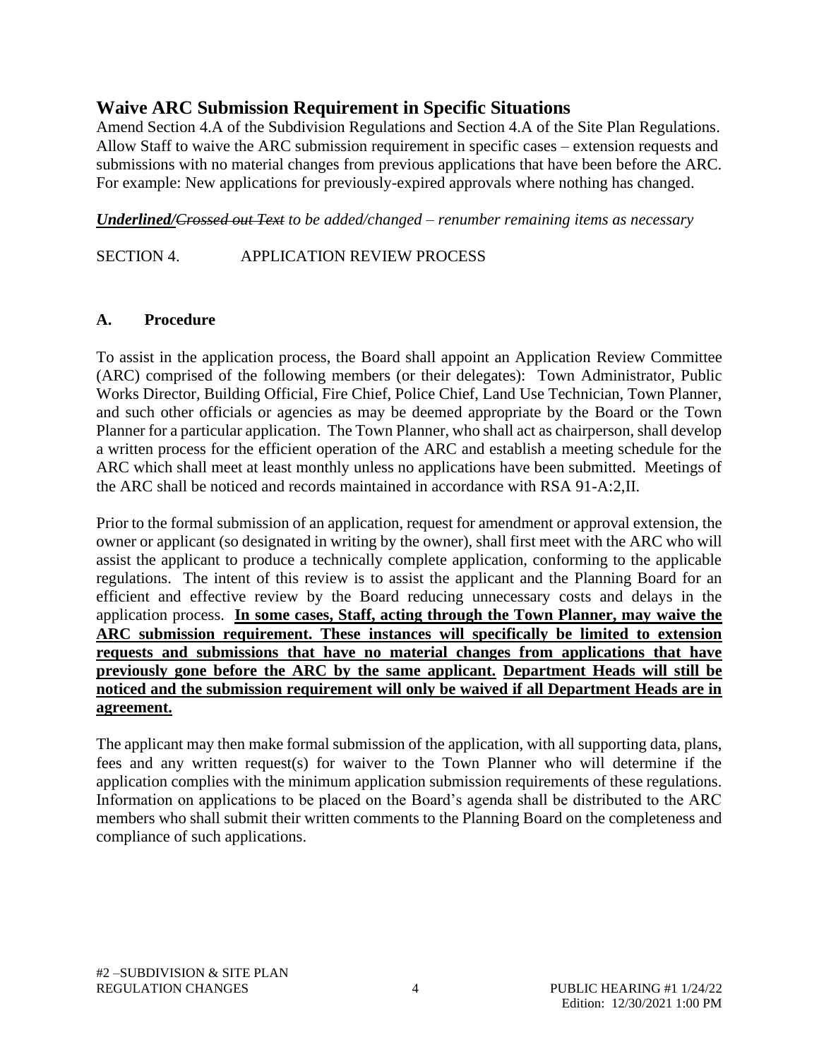## Waive ARC Submission Requirement in Specific Situations

Amend Section 4.A of the Subdivision Regulations and Section 4.A of the Site Plan Regulations. Allow Staff to waive the ARC submission requirement in specific cases – extension requests and submissions with no material changes from previous applications that have been before the ARC. For example: New applications for previously-expired approvals where nothing has changed.

***<u>Underlined</u>/~~Crossed out Text~~*** *to be added/changed – renumber remaining items as necessary*

SECTION 4. APPLICATION REVIEW PROCESS

**A. Procedure**

To assist in the application process, the Board shall appoint an Application Review Committee (ARC) comprised of the following members (or their delegates): Town Administrator, Public Works Director, Building Official, Fire Chief, Police Chief, Land Use Technician, Town Planner, and such other officials or agencies as may be deemed appropriate by the Board or the Town Planner for a particular application. The Town Planner, who shall act as chairperson, shall develop a written process for the efficient operation of the ARC and establish a meeting schedule for the ARC which shall meet at least monthly unless no applications have been submitted. Meetings of the ARC shall be noticed and records maintained in accordance with RSA 91-A:2,II.

Prior to the formal submission of an application, request for amendment or approval extension, the owner or applicant (so designated in writing by the owner), shall first meet with the ARC who will assist the applicant to produce a technically complete application, conforming to the applicable regulations. The intent of this review is to assist the applicant and the Planning Board for an efficient and effective review by the Board reducing unnecessary costs and delays in the application process. **<u>In some cases, Staff, acting through the Town Planner, may waive the ARC submission requirement. These instances will specifically be limited to extension requests and submissions that have no material changes from applications that have previously gone before the ARC by the same applicant. Department Heads will still be noticed and the submission requirement will only be waived if all Department Heads are in agreement.</u>**

The applicant may then make formal submission of the application, with all supporting data, plans, fees and any written request(s) for waiver to the Town Planner who will determine if the application complies with the minimum application submission requirements of these regulations. Information on applications to be placed on the Board's agenda shall be distributed to the ARC members who shall submit their written comments to the Planning Board on the completeness and compliance of such applications.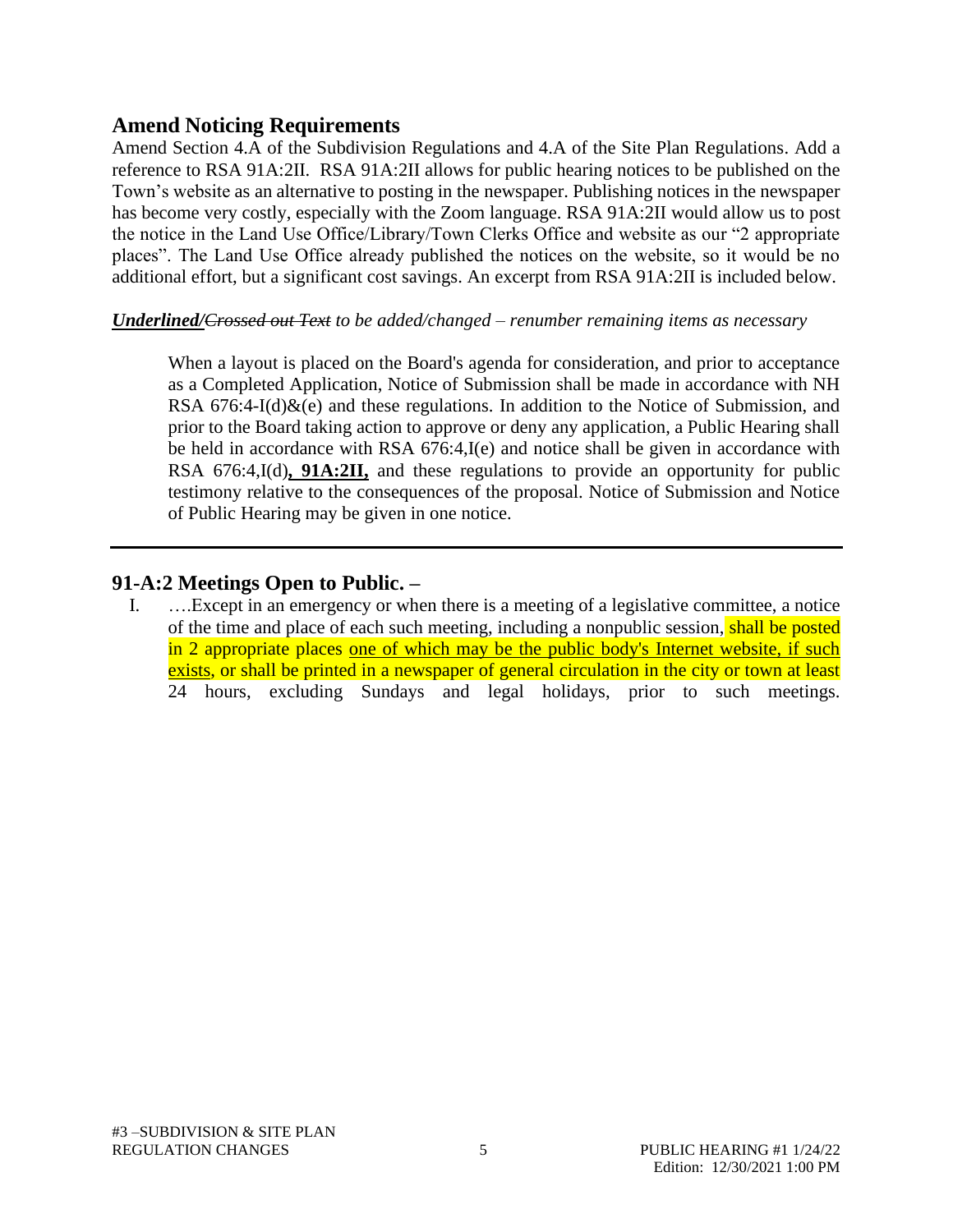## Amend Noticing Requirements

Amend Section 4.A of the Subdivision Regulations and 4.A of the Site Plan Regulations. Add a reference to RSA 91A:2II. RSA 91A:2II allows for public hearing notices to be published on the Town's website as an alternative to posting in the newspaper. Publishing notices in the newspaper has become very costly, especially with the Zoom language. RSA 91A:2II would allow us to post the notice in the Land Use Office/Library/Town Clerks Office and website as our "2 appropriate places". The Land Use Office already published the notices on the website, so it would be no additional effort, but a significant cost savings. An excerpt from RSA 91A:2II is included below.

***<u>Underlined</u>/~~Crossed out Text~~*** *to be added/changed – renumber remaining items as necessary*

> When a layout is placed on the Board's agenda for consideration, and prior to acceptance as a Completed Application, Notice of Submission shall be made in accordance with NH RSA 676:4-I(d)&(e) and these regulations. In addition to the Notice of Submission, and prior to the Board taking action to approve or deny any application, a Public Hearing shall be held in accordance with RSA 676:4,I(e) and notice shall be given in accordance with RSA 676:4,I(d)**<u>, 91A:2II,</u>** and these regulations to provide an opportunity for public testimony relative to the consequences of the proposal. Notice of Submission and Notice of Public Hearing may be given in one notice.

---

## 91-A:2 Meetings Open to Public. –

I. ….Except in an emergency or when there is a meeting of a legislative committee, a notice of the time and place of each such meeting, including a nonpublic session, shall be posted in 2 appropriate places <u>one of which may be the public body's Internet website, if such exists</u>, or shall be printed in a newspaper of general circulation in the city or town at least 24 hours, excluding Sundays and legal holidays, prior to such meetings.